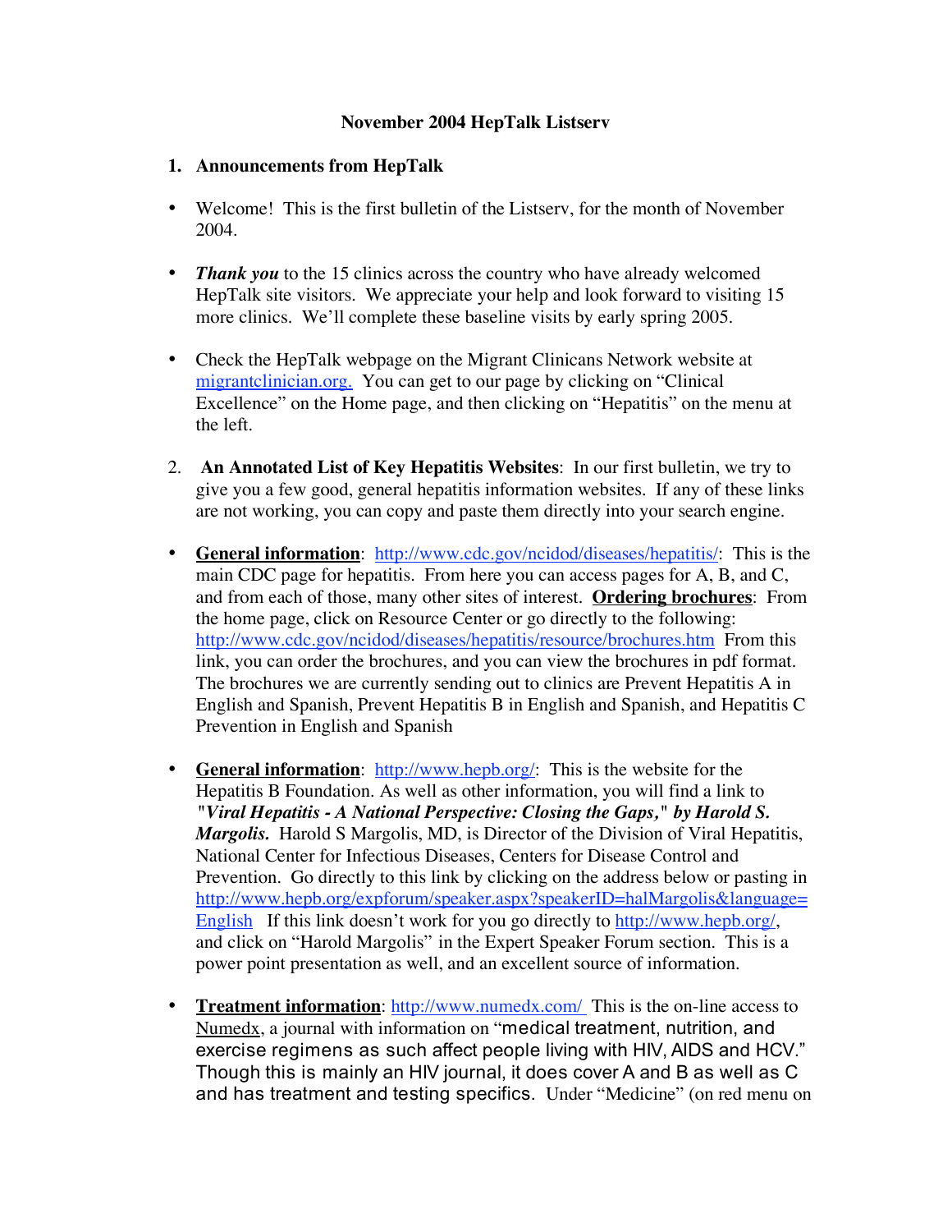# November 2004 HepTalk Listserv

## 1. Announcements from HepTalk

- Welcome! This is the first bulletin of the Listserv, for the month of November 2004.

- ***Thank you*** to the 15 clinics across the country who have already welcomed HepTalk site visitors. We appreciate your help and look forward to visiting 15 more clinics. We'll complete these baseline visits by early spring 2005.

- Check the HepTalk webpage on the Migrant Clinicans Network website at migrantclinician.org. You can get to our page by clicking on "Clinical Excellence" on the Home page, and then clicking on "Hepatitis" on the menu at the left.

2. **An Annotated List of Key Hepatitis Websites**: In our first bulletin, we try to give you a few good, general hepatitis information websites. If any of these links are not working, you can copy and paste them directly into your search engine.

- **General information**: http://www.cdc.gov/ncidod/diseases/hepatitis/: This is the main CDC page for hepatitis. From here you can access pages for A, B, and C, and from each of those, many other sites of interest. **Ordering brochures**: From the home page, click on Resource Center or go directly to the following: http://www.cdc.gov/ncidod/diseases/hepatitis/resource/brochures.htm From this link, you can order the brochures, and you can view the brochures in pdf format. The brochures we are currently sending out to clinics are Prevent Hepatitis A in English and Spanish, Prevent Hepatitis B in English and Spanish, and Hepatitis C Prevention in English and Spanish

- **General information**: http://www.hepb.org/: This is the website for the Hepatitis B Foundation. As well as other information, you will find a link to ***"Viral Hepatitis - A National Perspective: Closing the Gaps," by Harold S. Margolis.*** Harold S Margolis, MD, is Director of the Division of Viral Hepatitis, National Center for Infectious Diseases, Centers for Disease Control and Prevention. Go directly to this link by clicking on the address below or pasting in http://www.hepb.org/expforum/speaker.aspx?speakerID=halMargolis&language=English If this link doesn't work for you go directly to http://www.hepb.org/, and click on "Harold Margolis" in the Expert Speaker Forum section. This is a power point presentation as well, and an excellent source of information.

- **Treatment information**: http://www.numedx.com/ This is the on-line access to Numedx, a journal with information on "medical treatment, nutrition, and exercise regimens as such affect people living with HIV, AIDS and HCV." Though this is mainly an HIV journal, it does cover A and B as well as C and has treatment and testing specifics. Under "Medicine" (on red menu on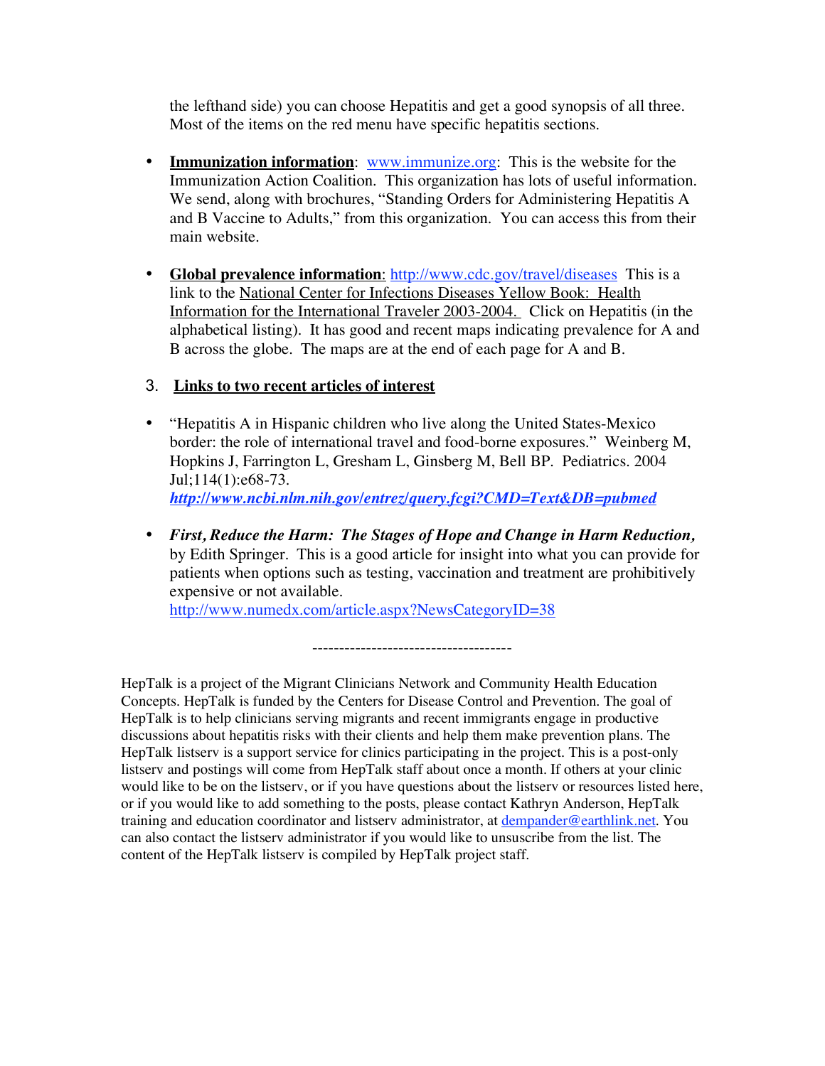the lefthand side) you can choose Hepatitis and get a good synopsis of all three. Most of the items on the red menu have specific hepatitis sections.

- **Immunization information**: www.immunize.org: This is the website for the Immunization Action Coalition. This organization has lots of useful information. We send, along with brochures, "Standing Orders for Administering Hepatitis A and B Vaccine to Adults," from this organization. You can access this from their main website.

- **Global prevalence information**: http://www.cdc.gov/travel/diseases This is a link to the National Center for Infections Diseases Yellow Book: Health Information for the International Traveler 2003-2004. Click on Hepatitis (in the alphabetical listing). It has good and recent maps indicating prevalence for A and B across the globe. The maps are at the end of each page for A and B.

3. **Links to two recent articles of interest**

- "Hepatitis A in Hispanic children who live along the United States-Mexico border: the role of international travel and food-borne exposures." Weinberg M, Hopkins J, Farrington L, Gresham L, Ginsberg M, Bell BP. Pediatrics. 2004 Jul;114(1):e68-73.
***http://www.ncbi.nlm.nih.gov/entrez/query.fcgi?CMD=Text&DB=pubmed***

- ***First, Reduce the Harm: The Stages of Hope and Change in Harm Reduction,*** by Edith Springer. This is a good article for insight into what you can provide for patients when options such as testing, vaccination and treatment are prohibitively expensive or not available.
http://www.numedx.com/article.aspx?NewsCategoryID=38

------------------------------------

HepTalk is a project of the Migrant Clinicians Network and Community Health Education Concepts. HepTalk is funded by the Centers for Disease Control and Prevention. The goal of HepTalk is to help clinicians serving migrants and recent immigrants engage in productive discussions about hepatitis risks with their clients and help them make prevention plans. The HepTalk listserv is a support service for clinics participating in the project. This is a post-only listserv and postings will come from HepTalk staff about once a month. If others at your clinic would like to be on the listserv, or if you have questions about the listserv or resources listed here, or if you would like to add something to the posts, please contact Kathryn Anderson, HepTalk training and education coordinator and listserv administrator, at dempander@earthlink.net. You can also contact the listserv administrator if you would like to unsuscribe from the list. The content of the HepTalk listserv is compiled by HepTalk project staff.